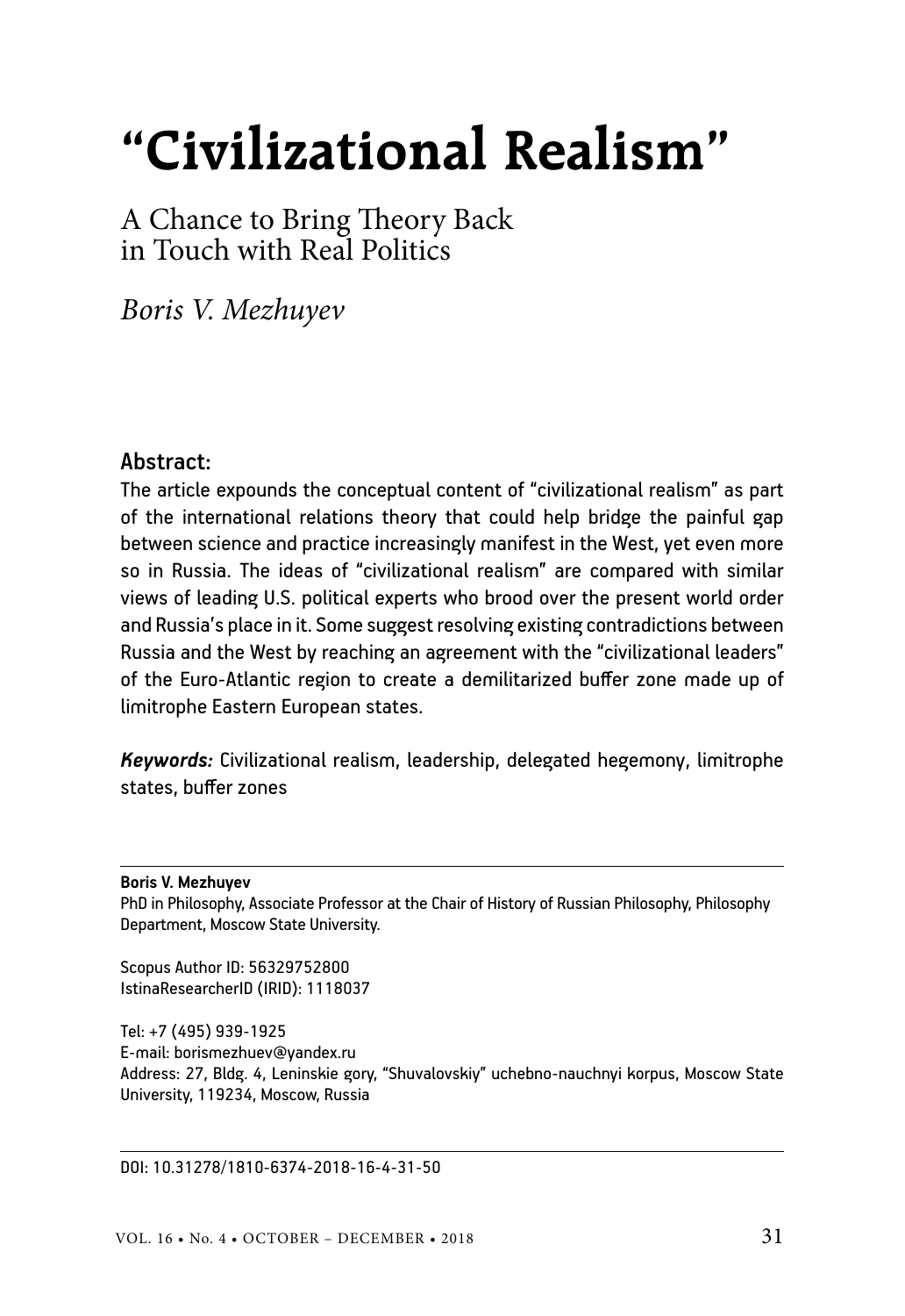# "Civilizational Realism"

## A Chance to Bring Theory Back in Touch with Real Politics

*Boris V. Mezhuyev*

### Abstract:

The article expounds the conceptual content of "civilizational realism" as part of the international relations theory that could help bridge the painful gap between science and practice increasingly manifest in the West, yet even more so in Russia. The ideas of "civilizational realism" are compared with similar views of leading U.S. political experts who brood over the present world order and Russia's place in it. Some suggest resolving existing contradictions between Russia and the West by reaching an agreement with the "civilizational leaders" of the Euro-Atlantic region to create a demilitarized buffer zone made up of limitrophe Eastern European states.

***Keywords:*** Civilizational realism, leadership, delegated hegemony, limitrophe states, buffer zones

---

**Boris V. Mezhuyev**

PhD in Philosophy, Associate Professor at the Chair of History of Russian Philosophy, Philosophy Department, Moscow State University.

Scopus Author ID: 56329752800
IstinaResearcherID (IRID): 1118037

Tel: +7 (495) 939-1925
E-mail: borismezhuev@yandex.ru
Address: 27, Bldg. 4, Leninskie gory, "Shuvalovskiy" uchebno-nauchnyi korpus, Moscow State University, 119234, Moscow, Russia

---

DOI: 10.31278/1810-6374-2018-16-4-31-50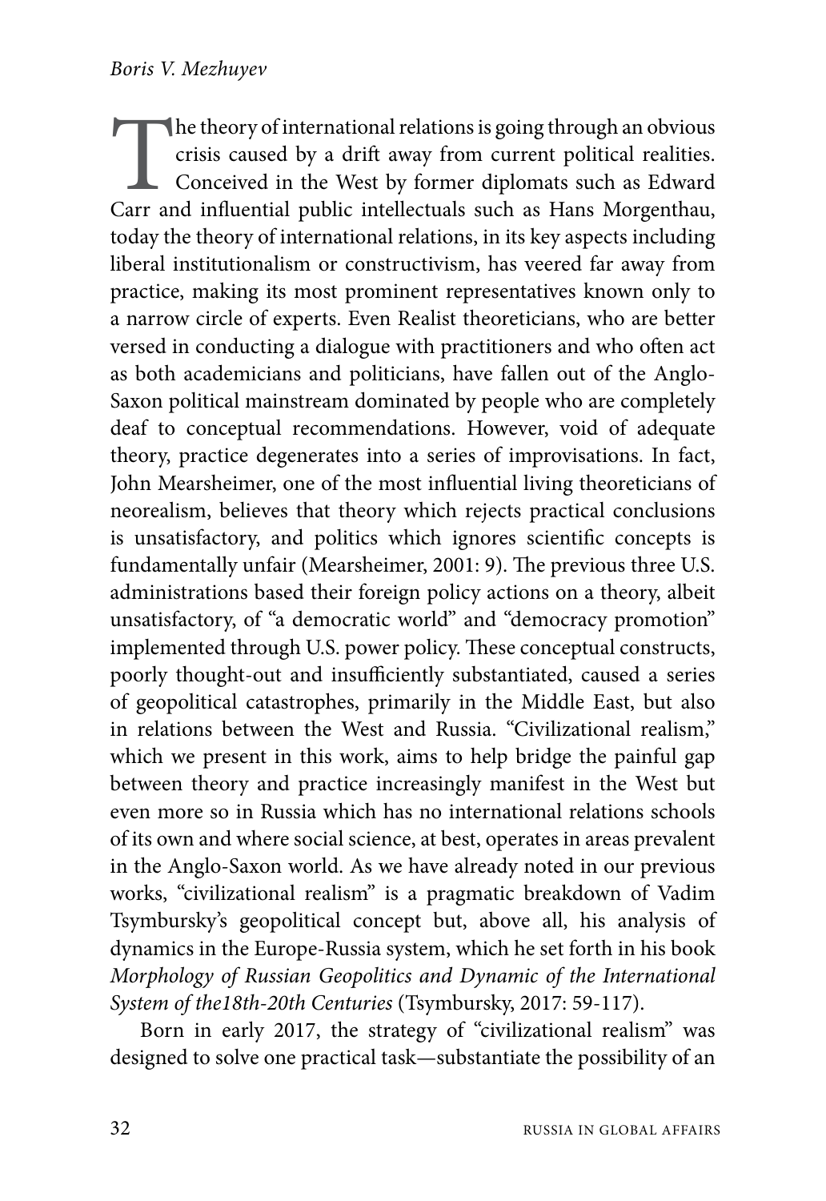The theory of international relations is going through an obvious crisis caused by a drift away from current political realities. Conceived in the West by former diplomats such as Edward Carr and influential public intellectuals such as Hans Morgenthau, today the theory of international relations, in its key aspects including liberal institutionalism or constructivism, has veered far away from practice, making its most prominent representatives known only to a narrow circle of experts. Even Realist theoreticians, who are better versed in conducting a dialogue with practitioners and who often act as both academicians and politicians, have fallen out of the Anglo-Saxon political mainstream dominated by people who are completely deaf to conceptual recommendations. However, void of adequate theory, practice degenerates into a series of improvisations. In fact, John Mearsheimer, one of the most influential living theoreticians of neorealism, believes that theory which rejects practical conclusions is unsatisfactory, and politics which ignores scientific concepts is fundamentally unfair (Mearsheimer, 2001: 9). The previous three U.S. administrations based their foreign policy actions on a theory, albeit unsatisfactory, of "a democratic world" and "democracy promotion" implemented through U.S. power policy. These conceptual constructs, poorly thought-out and insufficiently substantiated, caused a series of geopolitical catastrophes, primarily in the Middle East, but also in relations between the West and Russia. "Civilizational realism," which we present in this work, aims to help bridge the painful gap between theory and practice increasingly manifest in the West but even more so in Russia which has no international relations schools of its own and where social science, at best, operates in areas prevalent in the Anglo-Saxon world. As we have already noted in our previous works, "civilizational realism" is a pragmatic breakdown of Vadim Tsymbursky's geopolitical concept but, above all, his analysis of dynamics in the Europe-Russia system, which he set forth in his book *Morphology of Russian Geopolitics and Dynamic of the International System of the18th-20th Centuries* (Tsymbursky, 2017: 59-117).

Born in early 2017, the strategy of "civilizational realism" was designed to solve one practical task—substantiate the possibility of an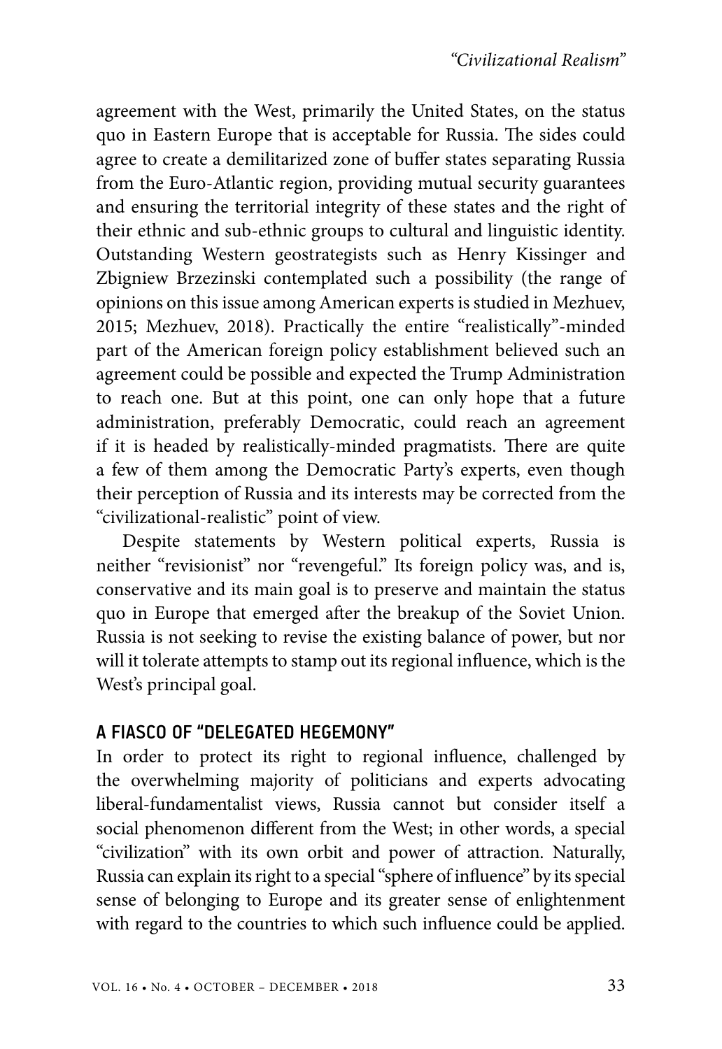agreement with the West, primarily the United States, on the status quo in Eastern Europe that is acceptable for Russia. The sides could agree to create a demilitarized zone of buffer states separating Russia from the Euro-Atlantic region, providing mutual security guarantees and ensuring the territorial integrity of these states and the right of their ethnic and sub-ethnic groups to cultural and linguistic identity. Outstanding Western geostrategists such as Henry Kissinger and Zbigniew Brzezinski contemplated such a possibility (the range of opinions on this issue among American experts is studied in Mezhuev, 2015; Mezhuev, 2018). Practically the entire "realistically"-minded part of the American foreign policy establishment believed such an agreement could be possible and expected the Trump Administration to reach one. But at this point, one can only hope that a future administration, preferably Democratic, could reach an agreement if it is headed by realistically-minded pragmatists. There are quite a few of them among the Democratic Party's experts, even though their perception of Russia and its interests may be corrected from the "civilizational-realistic" point of view.

Despite statements by Western political experts, Russia is neither "revisionist" nor "revengeful." Its foreign policy was, and is, conservative and its main goal is to preserve and maintain the status quo in Europe that emerged after the breakup of the Soviet Union. Russia is not seeking to revise the existing balance of power, but nor will it tolerate attempts to stamp out its regional influence, which is the West's principal goal.

## A FIASCO OF "DELEGATED HEGEMONY"

In order to protect its right to regional influence, challenged by the overwhelming majority of politicians and experts advocating liberal-fundamentalist views, Russia cannot but consider itself a social phenomenon different from the West; in other words, a special "civilization" with its own orbit and power of attraction. Naturally, Russia can explain its right to a special "sphere of influence" by its special sense of belonging to Europe and its greater sense of enlightenment with regard to the countries to which such influence could be applied.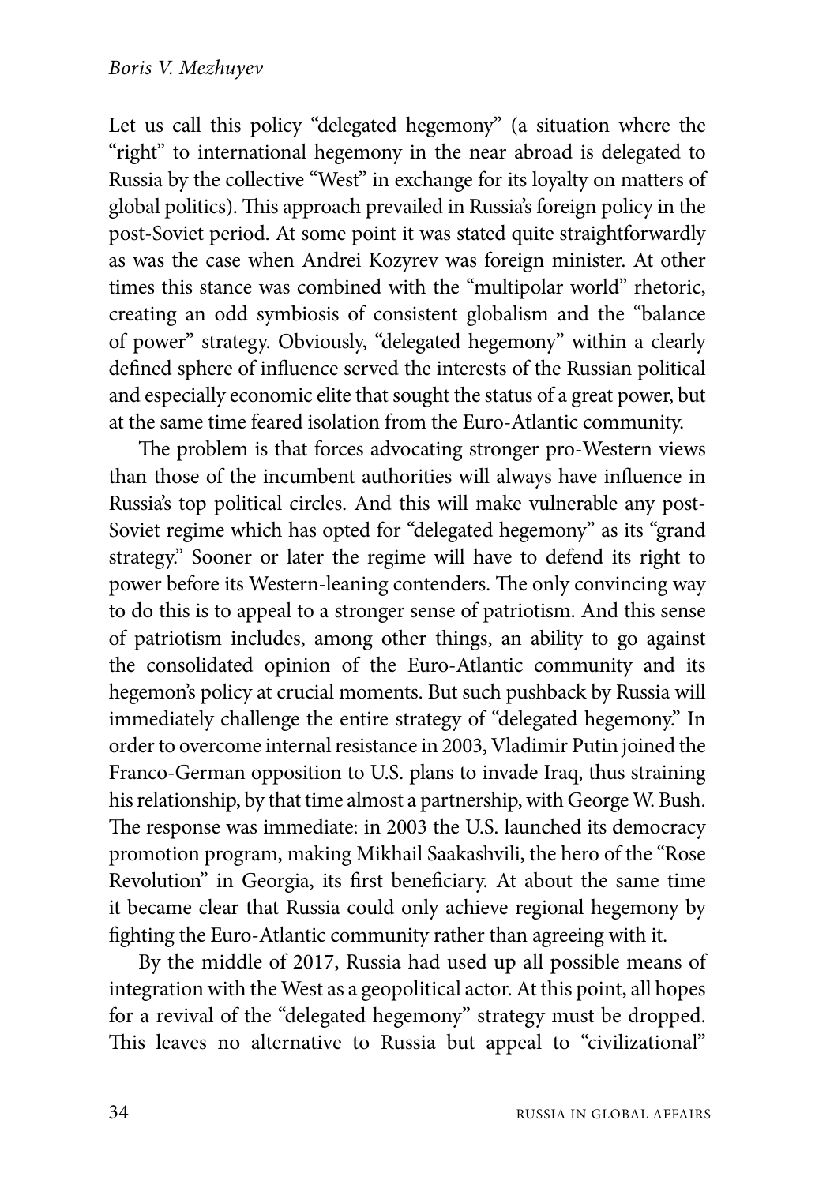Let us call this policy "delegated hegemony" (a situation where the "right" to international hegemony in the near abroad is delegated to Russia by the collective "West" in exchange for its loyalty on matters of global politics). This approach prevailed in Russia's foreign policy in the post-Soviet period. At some point it was stated quite straightforwardly as was the case when Andrei Kozyrev was foreign minister. At other times this stance was combined with the "multipolar world" rhetoric, creating an odd symbiosis of consistent globalism and the "balance of power" strategy. Obviously, "delegated hegemony" within a clearly defined sphere of influence served the interests of the Russian political and especially economic elite that sought the status of a great power, but at the same time feared isolation from the Euro-Atlantic community.

The problem is that forces advocating stronger pro-Western views than those of the incumbent authorities will always have influence in Russia's top political circles. And this will make vulnerable any post-Soviet regime which has opted for "delegated hegemony" as its "grand strategy." Sooner or later the regime will have to defend its right to power before its Western-leaning contenders. The only convincing way to do this is to appeal to a stronger sense of patriotism. And this sense of patriotism includes, among other things, an ability to go against the consolidated opinion of the Euro-Atlantic community and its hegemon's policy at crucial moments. But such pushback by Russia will immediately challenge the entire strategy of "delegated hegemony." In order to overcome internal resistance in 2003, Vladimir Putin joined the Franco-German opposition to U.S. plans to invade Iraq, thus straining his relationship, by that time almost a partnership, with George W. Bush. The response was immediate: in 2003 the U.S. launched its democracy promotion program, making Mikhail Saakashvili, the hero of the "Rose Revolution" in Georgia, its first beneficiary. At about the same time it became clear that Russia could only achieve regional hegemony by fighting the Euro-Atlantic community rather than agreeing with it.

By the middle of 2017, Russia had used up all possible means of integration with the West as a geopolitical actor. At this point, all hopes for a revival of the "delegated hegemony" strategy must be dropped. This leaves no alternative to Russia but appeal to "civilizational"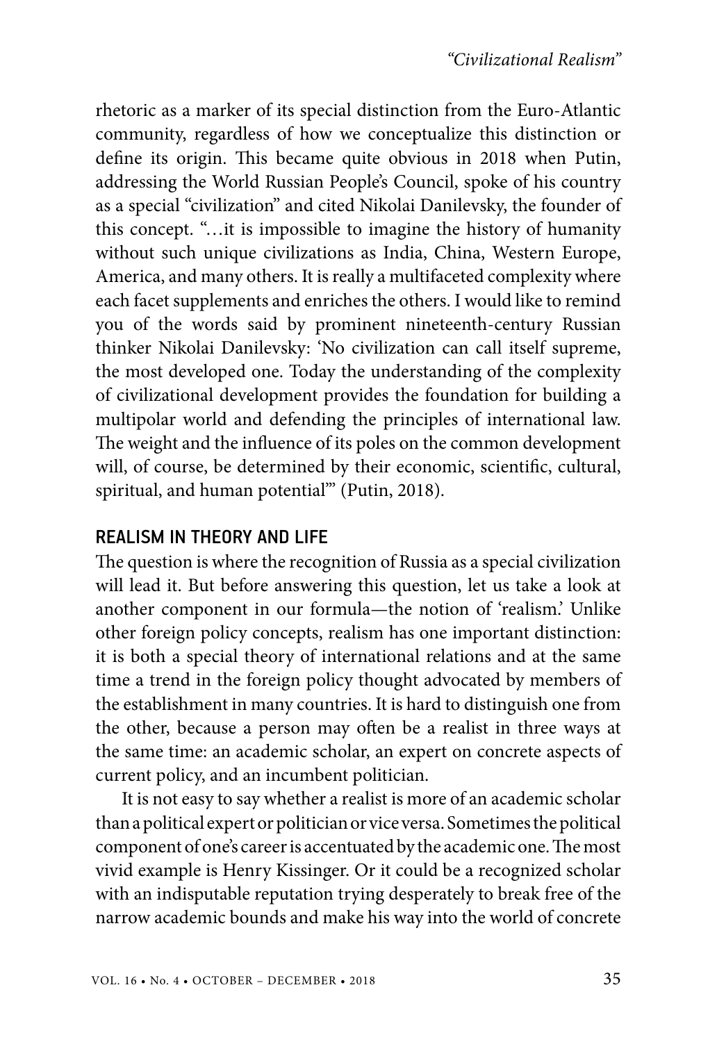rhetoric as a marker of its special distinction from the Euro-Atlantic community, regardless of how we conceptualize this distinction or define its origin. This became quite obvious in 2018 when Putin, addressing the World Russian People's Council, spoke of his country as a special "civilization" and cited Nikolai Danilevsky, the founder of this concept. "…it is impossible to imagine the history of humanity without such unique civilizations as India, China, Western Europe, America, and many others. It is really a multifaceted complexity where each facet supplements and enriches the others. I would like to remind you of the words said by prominent nineteenth-century Russian thinker Nikolai Danilevsky: 'No civilization can call itself supreme, the most developed one. Today the understanding of the complexity of civilizational development provides the foundation for building a multipolar world and defending the principles of international law. The weight and the influence of its poles on the common development will, of course, be determined by their economic, scientific, cultural, spiritual, and human potential'" (Putin, 2018).

## REALISM IN THEORY AND LIFE

The question is where the recognition of Russia as a special civilization will lead it. But before answering this question, let us take a look at another component in our formula—the notion of 'realism.' Unlike other foreign policy concepts, realism has one important distinction: it is both a special theory of international relations and at the same time a trend in the foreign policy thought advocated by members of the establishment in many countries. It is hard to distinguish one from the other, because a person may often be a realist in three ways at the same time: an academic scholar, an expert on concrete aspects of current policy, and an incumbent politician.

It is not easy to say whether a realist is more of an academic scholar than a political expert or politician or vice versa. Sometimes the political component of one's career is accentuated by the academic one. The most vivid example is Henry Kissinger. Or it could be a recognized scholar with an indisputable reputation trying desperately to break free of the narrow academic bounds and make his way into the world of concrete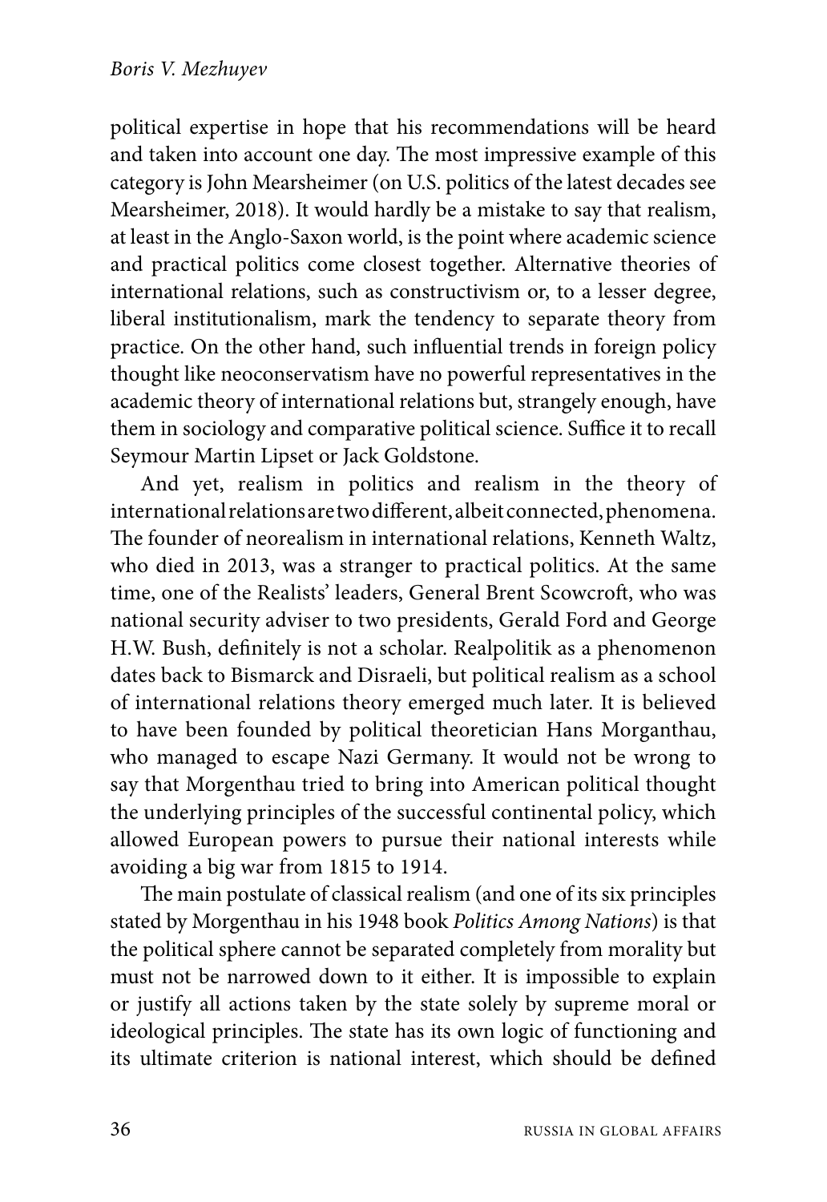political expertise in hope that his recommendations will be heard and taken into account one day. The most impressive example of this category is John Mearsheimer (on U.S. politics of the latest decades see Mearsheimer, 2018). It would hardly be a mistake to say that realism, at least in the Anglo-Saxon world, is the point where academic science and practical politics come closest together. Alternative theories of international relations, such as constructivism or, to a lesser degree, liberal institutionalism, mark the tendency to separate theory from practice. On the other hand, such influential trends in foreign policy thought like neoconservatism have no powerful representatives in the academic theory of international relations but, strangely enough, have them in sociology and comparative political science. Suffice it to recall Seymour Martin Lipset or Jack Goldstone.

And yet, realism in politics and realism in the theory of international relations are two different, albeit connected, phenomena. The founder of neorealism in international relations, Kenneth Waltz, who died in 2013, was a stranger to practical politics. At the same time, one of the Realists' leaders, General Brent Scowcroft, who was national security adviser to two presidents, Gerald Ford and George H.W. Bush, definitely is not a scholar. Realpolitik as a phenomenon dates back to Bismarck and Disraeli, but political realism as a school of international relations theory emerged much later. It is believed to have been founded by political theoretician Hans Morganthau, who managed to escape Nazi Germany. It would not be wrong to say that Morgenthau tried to bring into American political thought the underlying principles of the successful continental policy, which allowed European powers to pursue their national interests while avoiding a big war from 1815 to 1914.

The main postulate of classical realism (and one of its six principles stated by Morgenthau in his 1948 book *Politics Among Nations*) is that the political sphere cannot be separated completely from morality but must not be narrowed down to it either. It is impossible to explain or justify all actions taken by the state solely by supreme moral or ideological principles. The state has its own logic of functioning and its ultimate criterion is national interest, which should be defined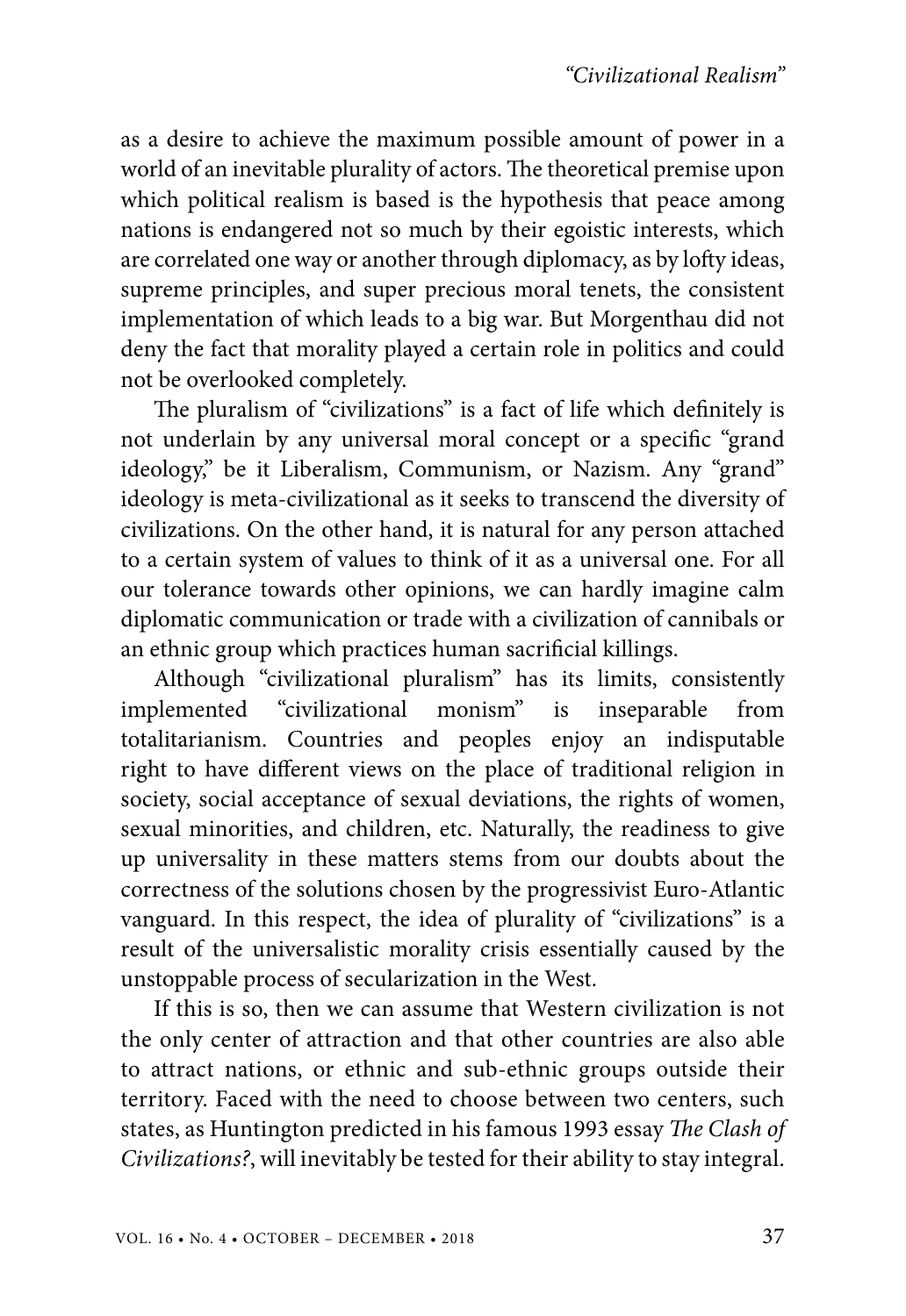as a desire to achieve the maximum possible amount of power in a world of an inevitable plurality of actors. The theoretical premise upon which political realism is based is the hypothesis that peace among nations is endangered not so much by their egoistic interests, which are correlated one way or another through diplomacy, as by lofty ideas, supreme principles, and super precious moral tenets, the consistent implementation of which leads to a big war. But Morgenthau did not deny the fact that morality played a certain role in politics and could not be overlooked completely.

The pluralism of "civilizations" is a fact of life which definitely is not underlain by any universal moral concept or a specific "grand ideology," be it Liberalism, Communism, or Nazism. Any "grand" ideology is meta-civilizational as it seeks to transcend the diversity of civilizations. On the other hand, it is natural for any person attached to a certain system of values to think of it as a universal one. For all our tolerance towards other opinions, we can hardly imagine calm diplomatic communication or trade with a civilization of cannibals or an ethnic group which practices human sacrificial killings.

Although "civilizational pluralism" has its limits, consistently implemented "civilizational monism" is inseparable from totalitarianism. Countries and peoples enjoy an indisputable right to have different views on the place of traditional religion in society, social acceptance of sexual deviations, the rights of women, sexual minorities, and children, etc. Naturally, the readiness to give up universality in these matters stems from our doubts about the correctness of the solutions chosen by the progressivist Euro-Atlantic vanguard. In this respect, the idea of plurality of "civilizations" is a result of the universalistic morality crisis essentially caused by the unstoppable process of secularization in the West.

If this is so, then we can assume that Western civilization is not the only center of attraction and that other countries are also able to attract nations, or ethnic and sub-ethnic groups outside their territory. Faced with the need to choose between two centers, such states, as Huntington predicted in his famous 1993 essay *The Clash of Civilizations?*, will inevitably be tested for their ability to stay integral.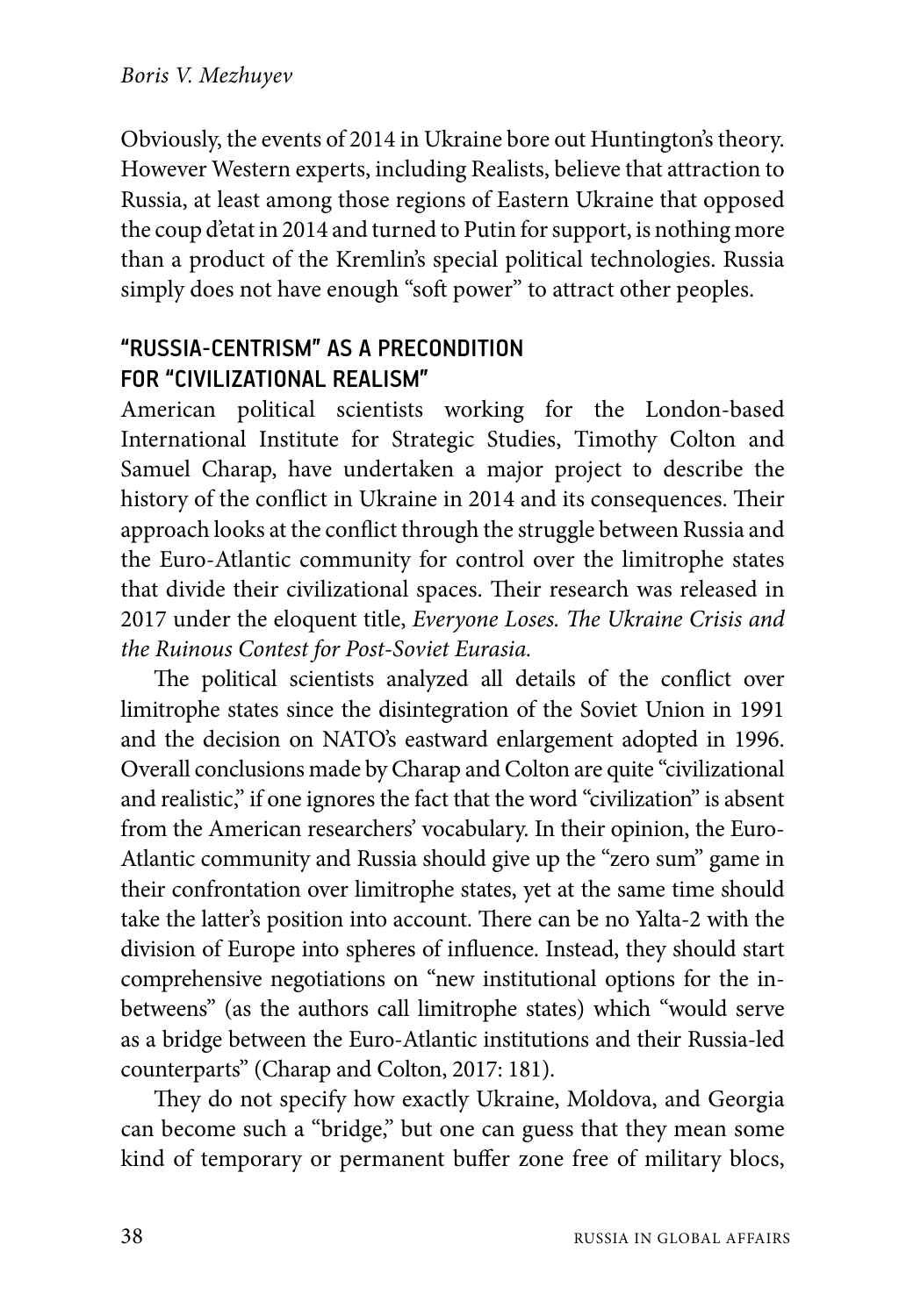Obviously, the events of 2014 in Ukraine bore out Huntington's theory. However Western experts, including Realists, believe that attraction to Russia, at least among those regions of Eastern Ukraine that opposed the coup d'etat in 2014 and turned to Putin for support, is nothing more than a product of the Kremlin's special political technologies. Russia simply does not have enough "soft power" to attract other peoples.

## "RUSSIA-CENTRISM" AS A PRECONDITION FOR "CIVILIZATIONAL REALISM"

American political scientists working for the London-based International Institute for Strategic Studies, Timothy Colton and Samuel Charap, have undertaken a major project to describe the history of the conflict in Ukraine in 2014 and its consequences. Their approach looks at the conflict through the struggle between Russia and the Euro-Atlantic community for control over the limitrophe states that divide their civilizational spaces. Their research was released in 2017 under the eloquent title, *Everyone Loses. The Ukraine Crisis and the Ruinous Contest for Post-Soviet Eurasia.*

The political scientists analyzed all details of the conflict over limitrophe states since the disintegration of the Soviet Union in 1991 and the decision on NATO's eastward enlargement adopted in 1996. Overall conclusions made by Charap and Colton are quite "civilizational and realistic," if one ignores the fact that the word "civilization" is absent from the American researchers' vocabulary. In their opinion, the Euro-Atlantic community and Russia should give up the "zero sum" game in their confrontation over limitrophe states, yet at the same time should take the latter's position into account. There can be no Yalta-2 with the division of Europe into spheres of influence. Instead, they should start comprehensive negotiations on "new institutional options for the in-betweens" (as the authors call limitrophe states) which "would serve as a bridge between the Euro-Atlantic institutions and their Russia-led counterparts" (Charap and Colton, 2017: 181).

They do not specify how exactly Ukraine, Moldova, and Georgia can become such a "bridge," but one can guess that they mean some kind of temporary or permanent buffer zone free of military blocs,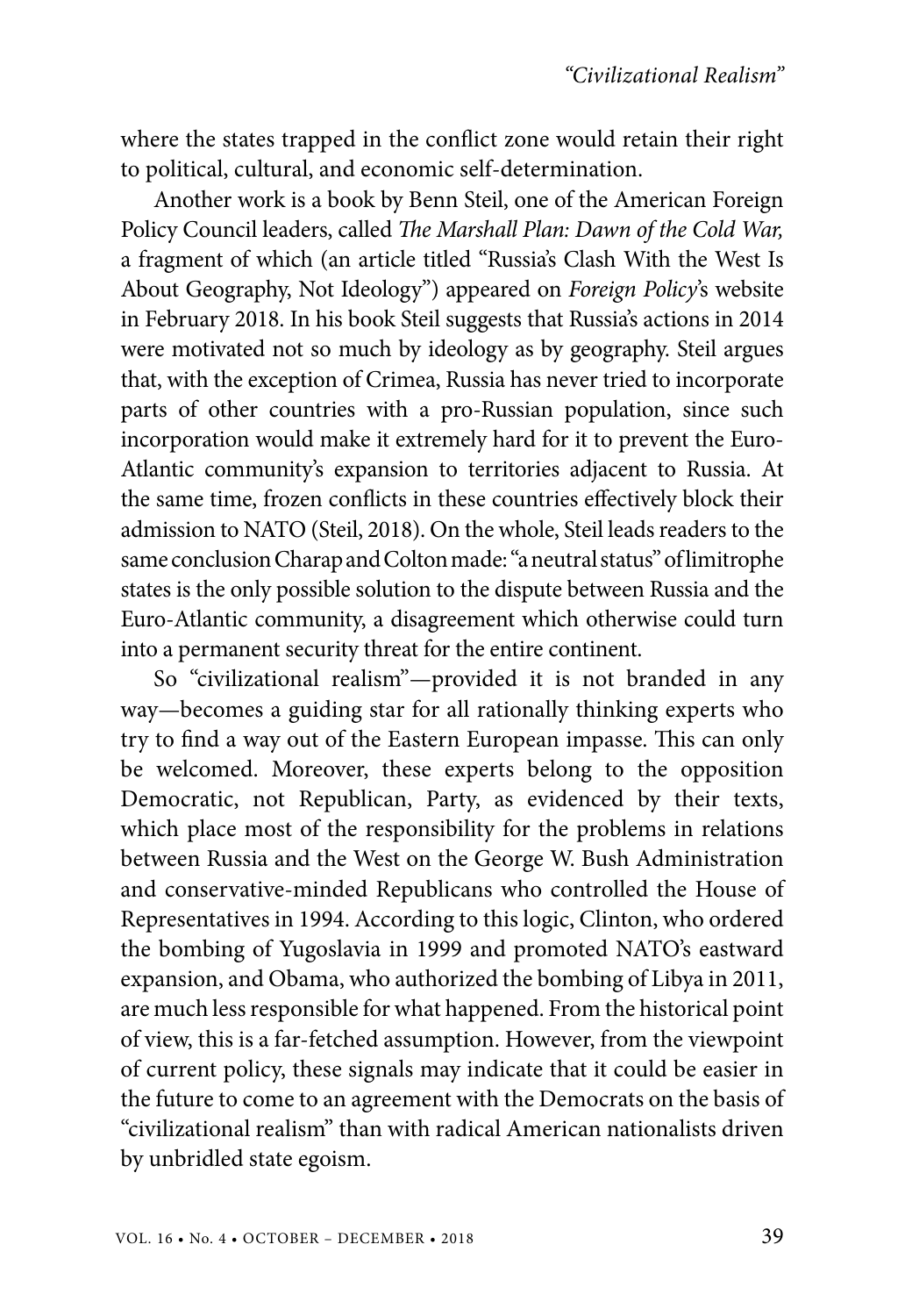where the states trapped in the conflict zone would retain their right to political, cultural, and economic self-determination.

Another work is a book by Benn Steil, one of the American Foreign Policy Council leaders, called *The Marshall Plan: Dawn of the Cold War,* a fragment of which (an article titled "Russia's Clash With the West Is About Geography, Not Ideology") appeared on *Foreign Policy*'s website in February 2018. In his book Steil suggests that Russia's actions in 2014 were motivated not so much by ideology as by geography. Steil argues that, with the exception of Crimea, Russia has never tried to incorporate parts of other countries with a pro-Russian population, since such incorporation would make it extremely hard for it to prevent the Euro-Atlantic community's expansion to territories adjacent to Russia. At the same time, frozen conflicts in these countries effectively block their admission to NATO (Steil, 2018). On the whole, Steil leads readers to the same conclusion Charap and Colton made: "a neutral status" of limitrophe states is the only possible solution to the dispute between Russia and the Euro-Atlantic community, a disagreement which otherwise could turn into a permanent security threat for the entire continent.

So "civilizational realism"—provided it is not branded in any way—becomes a guiding star for all rationally thinking experts who try to find a way out of the Eastern European impasse. This can only be welcomed. Moreover, these experts belong to the opposition Democratic, not Republican, Party, as evidenced by their texts, which place most of the responsibility for the problems in relations between Russia and the West on the George W. Bush Administration and conservative-minded Republicans who controlled the House of Representatives in 1994. According to this logic, Clinton, who ordered the bombing of Yugoslavia in 1999 and promoted NATO's eastward expansion, and Obama, who authorized the bombing of Libya in 2011, are much less responsible for what happened. From the historical point of view, this is a far-fetched assumption. However, from the viewpoint of current policy, these signals may indicate that it could be easier in the future to come to an agreement with the Democrats on the basis of "civilizational realism" than with radical American nationalists driven by unbridled state egoism.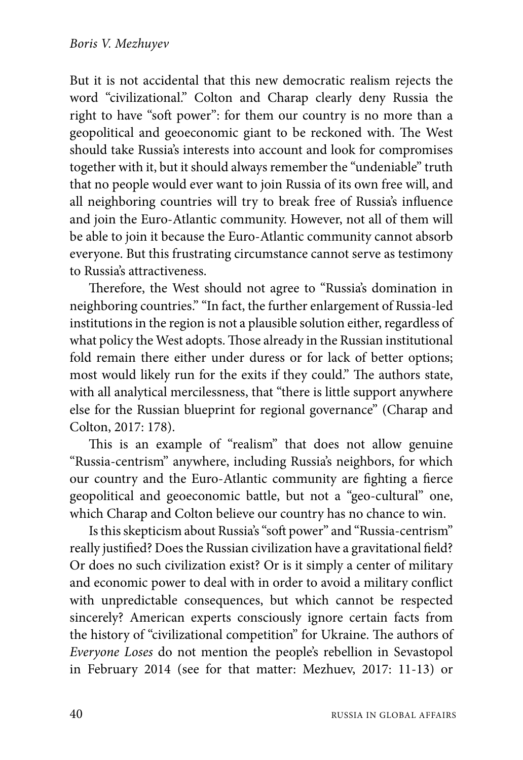But it is not accidental that this new democratic realism rejects the word "civilizational." Colton and Charap clearly deny Russia the right to have "soft power": for them our country is no more than a geopolitical and geoeconomic giant to be reckoned with. The West should take Russia's interests into account and look for compromises together with it, but it should always remember the "undeniable" truth that no people would ever want to join Russia of its own free will, and all neighboring countries will try to break free of Russia's influence and join the Euro-Atlantic community. However, not all of them will be able to join it because the Euro-Atlantic community cannot absorb everyone. But this frustrating circumstance cannot serve as testimony to Russia's attractiveness.

Therefore, the West should not agree to "Russia's domination in neighboring countries." "In fact, the further enlargement of Russia-led institutions in the region is not a plausible solution either, regardless of what policy the West adopts. Those already in the Russian institutional fold remain there either under duress or for lack of better options; most would likely run for the exits if they could." The authors state, with all analytical mercilessness, that "there is little support anywhere else for the Russian blueprint for regional governance" (Charap and Colton, 2017: 178).

This is an example of "realism" that does not allow genuine "Russia-centrism" anywhere, including Russia's neighbors, for which our country and the Euro-Atlantic community are fighting a fierce geopolitical and geoeconomic battle, but not a "geo-cultural" one, which Charap and Colton believe our country has no chance to win.

Is this skepticism about Russia's "soft power" and "Russia-centrism" really justified? Does the Russian civilization have a gravitational field? Or does no such civilization exist? Or is it simply a center of military and economic power to deal with in order to avoid a military conflict with unpredictable consequences, but which cannot be respected sincerely? American experts consciously ignore certain facts from the history of "civilizational competition" for Ukraine. The authors of *Everyone Loses* do not mention the people's rebellion in Sevastopol in February 2014 (see for that matter: Mezhuev, 2017: 11-13) or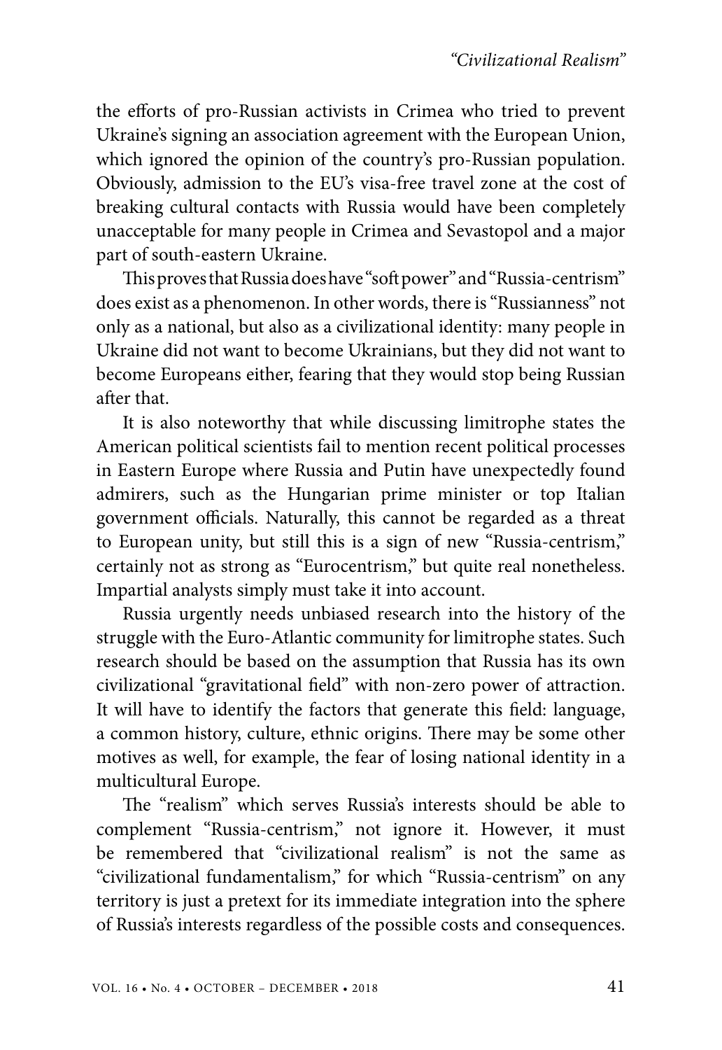the efforts of pro-Russian activists in Crimea who tried to prevent Ukraine's signing an association agreement with the European Union, which ignored the opinion of the country's pro-Russian population. Obviously, admission to the EU's visa-free travel zone at the cost of breaking cultural contacts with Russia would have been completely unacceptable for many people in Crimea and Sevastopol and a major part of south-eastern Ukraine.

This proves that Russia does have "soft power" and "Russia-centrism" does exist as a phenomenon. In other words, there is "Russianness" not only as a national, but also as a civilizational identity: many people in Ukraine did not want to become Ukrainians, but they did not want to become Europeans either, fearing that they would stop being Russian after that.

It is also noteworthy that while discussing limitrophe states the American political scientists fail to mention recent political processes in Eastern Europe where Russia and Putin have unexpectedly found admirers, such as the Hungarian prime minister or top Italian government officials. Naturally, this cannot be regarded as a threat to European unity, but still this is a sign of new "Russia-centrism," certainly not as strong as "Eurocentrism," but quite real nonetheless. Impartial analysts simply must take it into account.

Russia urgently needs unbiased research into the history of the struggle with the Euro-Atlantic community for limitrophe states. Such research should be based on the assumption that Russia has its own civilizational "gravitational field" with non-zero power of attraction. It will have to identify the factors that generate this field: language, a common history, culture, ethnic origins. There may be some other motives as well, for example, the fear of losing national identity in a multicultural Europe.

The "realism" which serves Russia's interests should be able to complement "Russia-centrism," not ignore it. However, it must be remembered that "civilizational realism" is not the same as "civilizational fundamentalism," for which "Russia-centrism" on any territory is just a pretext for its immediate integration into the sphere of Russia's interests regardless of the possible costs and consequences.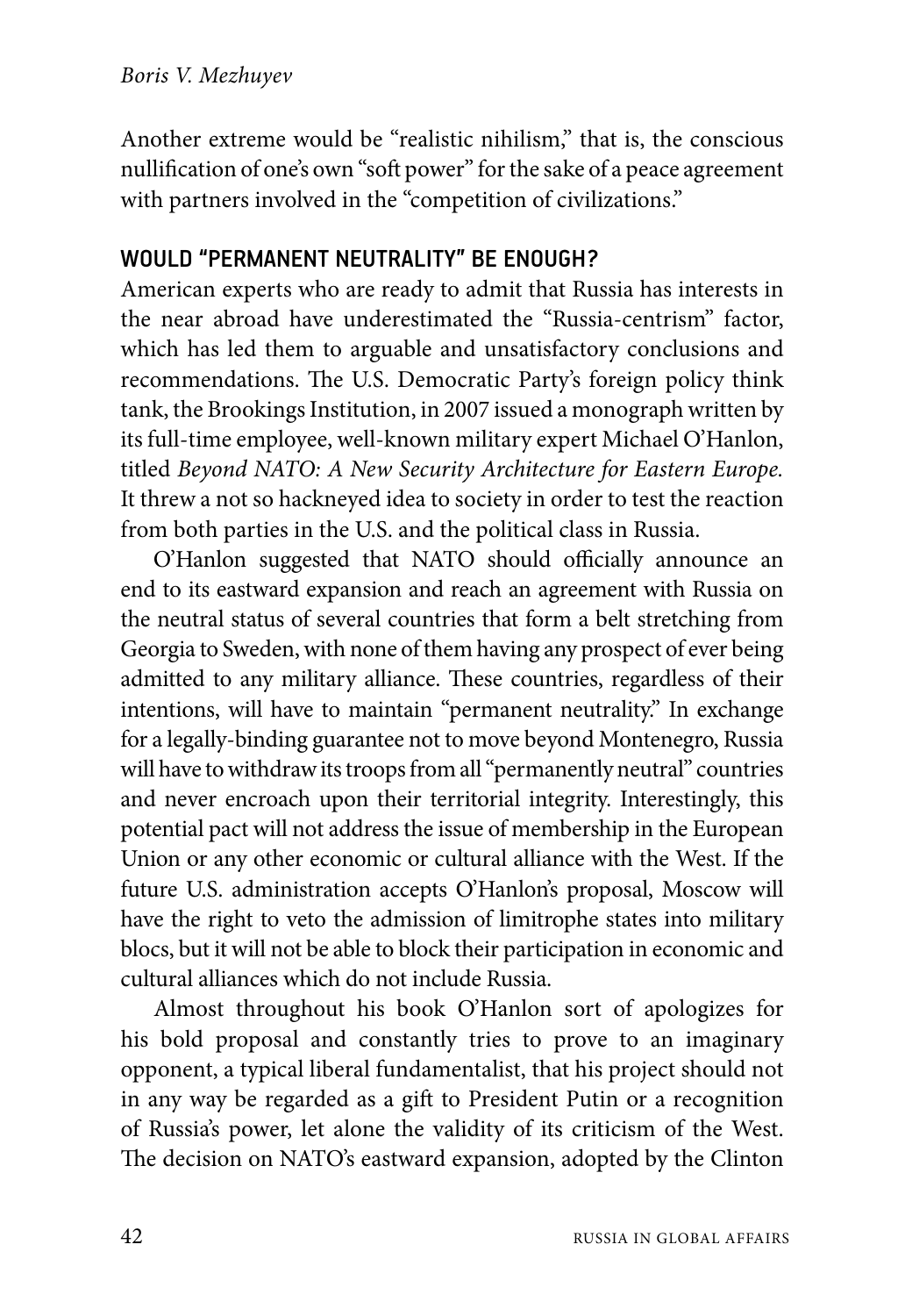Another extreme would be "realistic nihilism," that is, the conscious nullification of one's own "soft power" for the sake of a peace agreement with partners involved in the "competition of civilizations."

## WOULD "PERMANENT NEUTRALITY" BE ENOUGH?

American experts who are ready to admit that Russia has interests in the near abroad have underestimated the "Russia-centrism" factor, which has led them to arguable and unsatisfactory conclusions and recommendations. The U.S. Democratic Party's foreign policy think tank, the Brookings Institution, in 2007 issued a monograph written by its full-time employee, well-known military expert Michael O'Hanlon, titled *Beyond NATO: A New Security Architecture for Eastern Europe.* It threw a not so hackneyed idea to society in order to test the reaction from both parties in the U.S. and the political class in Russia.

O'Hanlon suggested that NATO should officially announce an end to its eastward expansion and reach an agreement with Russia on the neutral status of several countries that form a belt stretching from Georgia to Sweden, with none of them having any prospect of ever being admitted to any military alliance. These countries, regardless of their intentions, will have to maintain "permanent neutrality." In exchange for a legally-binding guarantee not to move beyond Montenegro, Russia will have to withdraw its troops from all "permanently neutral" countries and never encroach upon their territorial integrity. Interestingly, this potential pact will not address the issue of membership in the European Union or any other economic or cultural alliance with the West. If the future U.S. administration accepts O'Hanlon's proposal, Moscow will have the right to veto the admission of limitrophe states into military blocs, but it will not be able to block their participation in economic and cultural alliances which do not include Russia.

Almost throughout his book O'Hanlon sort of apologizes for his bold proposal and constantly tries to prove to an imaginary opponent, a typical liberal fundamentalist, that his project should not in any way be regarded as a gift to President Putin or a recognition of Russia's power, let alone the validity of its criticism of the West. The decision on NATO's eastward expansion, adopted by the Clinton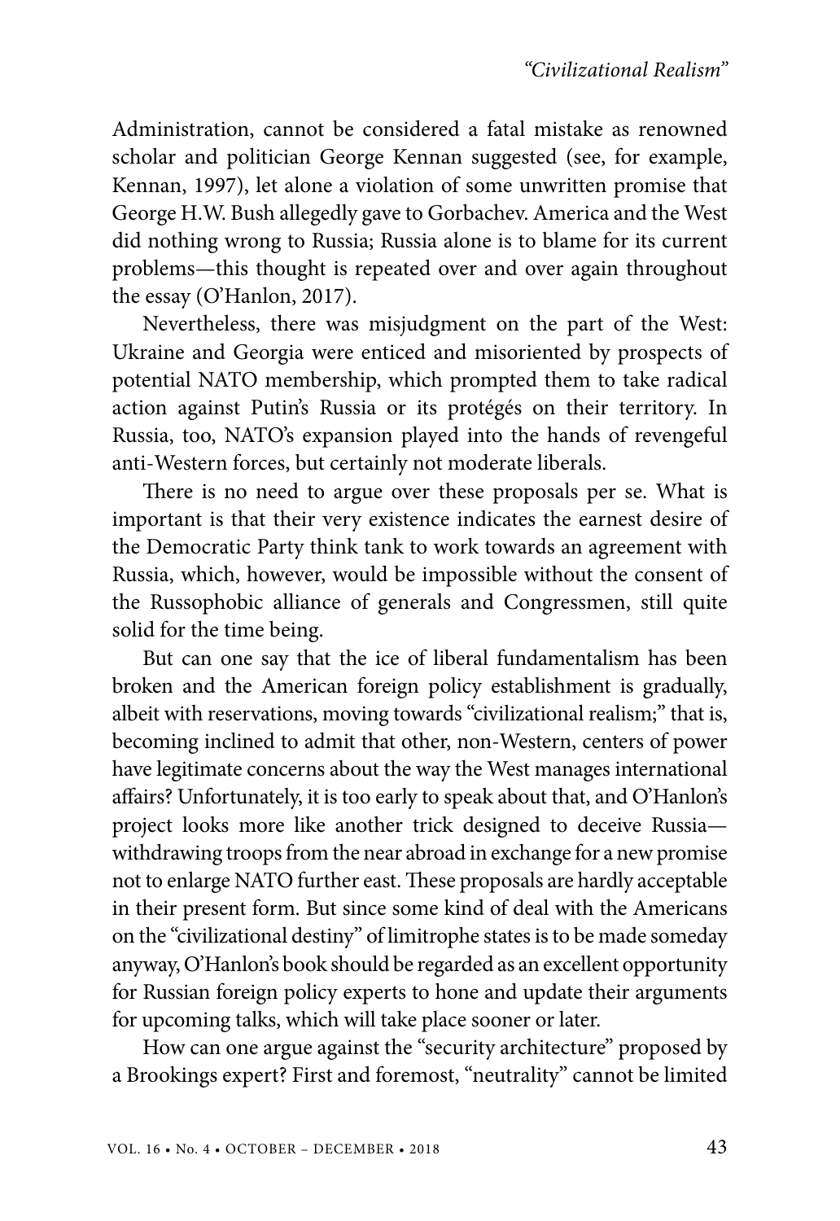Administration, cannot be considered a fatal mistake as renowned scholar and politician George Kennan suggested (see, for example, Kennan, 1997), let alone a violation of some unwritten promise that George H.W. Bush allegedly gave to Gorbachev. America and the West did nothing wrong to Russia; Russia alone is to blame for its current problems—this thought is repeated over and over again throughout the essay (O'Hanlon, 2017).

Nevertheless, there was misjudgment on the part of the West: Ukraine and Georgia were enticed and misoriented by prospects of potential NATO membership, which prompted them to take radical action against Putin's Russia or its protégés on their territory. In Russia, too, NATO's expansion played into the hands of revengeful anti-Western forces, but certainly not moderate liberals.

There is no need to argue over these proposals per se. What is important is that their very existence indicates the earnest desire of the Democratic Party think tank to work towards an agreement with Russia, which, however, would be impossible without the consent of the Russophobic alliance of generals and Congressmen, still quite solid for the time being.

But can one say that the ice of liberal fundamentalism has been broken and the American foreign policy establishment is gradually, albeit with reservations, moving towards "civilizational realism;" that is, becoming inclined to admit that other, non-Western, centers of power have legitimate concerns about the way the West manages international affairs? Unfortunately, it is too early to speak about that, and O'Hanlon's project looks more like another trick designed to deceive Russia—withdrawing troops from the near abroad in exchange for a new promise not to enlarge NATO further east. These proposals are hardly acceptable in their present form. But since some kind of deal with the Americans on the "civilizational destiny" of limitrophe states is to be made someday anyway, O'Hanlon's book should be regarded as an excellent opportunity for Russian foreign policy experts to hone and update their arguments for upcoming talks, which will take place sooner or later.

How can one argue against the "security architecture" proposed by a Brookings expert? First and foremost, "neutrality" cannot be limited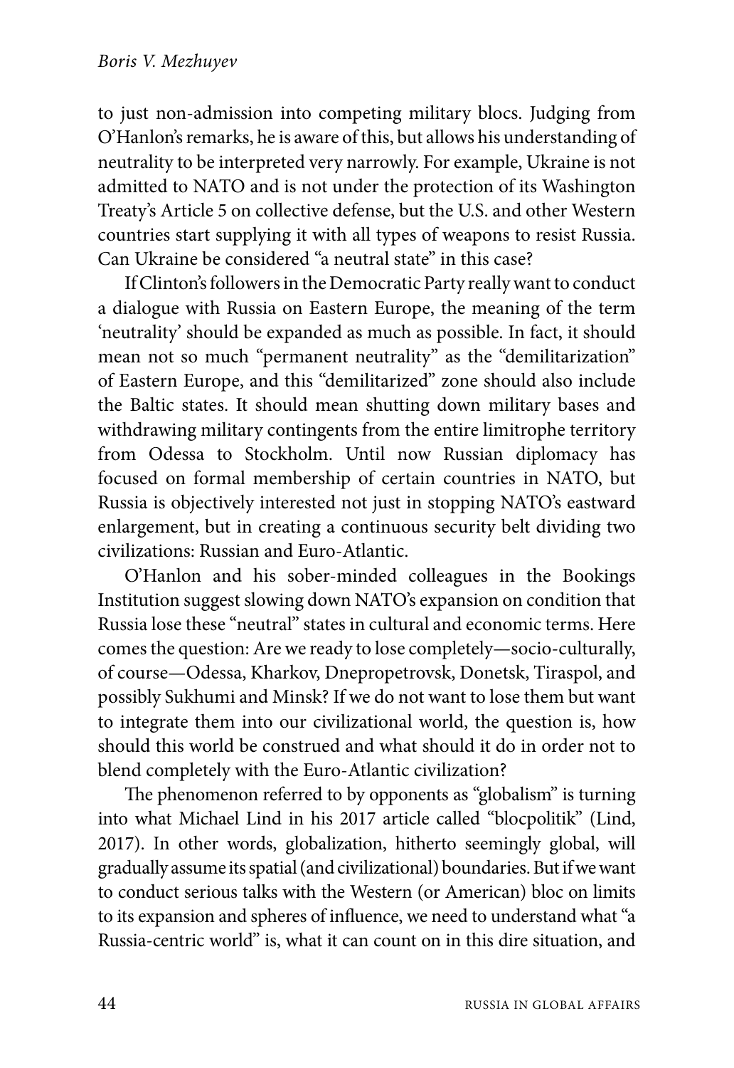to just non-admission into competing military blocs. Judging from O'Hanlon's remarks, he is aware of this, but allows his understanding of neutrality to be interpreted very narrowly. For example, Ukraine is not admitted to NATO and is not under the protection of its Washington Treaty's Article 5 on collective defense, but the U.S. and other Western countries start supplying it with all types of weapons to resist Russia. Can Ukraine be considered "a neutral state" in this case?

If Clinton's followers in the Democratic Party really want to conduct a dialogue with Russia on Eastern Europe, the meaning of the term 'neutrality' should be expanded as much as possible. In fact, it should mean not so much "permanent neutrality" as the "demilitarization" of Eastern Europe, and this "demilitarized" zone should also include the Baltic states. It should mean shutting down military bases and withdrawing military contingents from the entire limitrophe territory from Odessa to Stockholm. Until now Russian diplomacy has focused on formal membership of certain countries in NATO, but Russia is objectively interested not just in stopping NATO's eastward enlargement, but in creating a continuous security belt dividing two civilizations: Russian and Euro-Atlantic.

O'Hanlon and his sober-minded colleagues in the Bookings Institution suggest slowing down NATO's expansion on condition that Russia lose these "neutral" states in cultural and economic terms. Here comes the question: Are we ready to lose completely—socio-culturally, of course—Odessa, Kharkov, Dnepropetrovsk, Donetsk, Tiraspol, and possibly Sukhumi and Minsk? If we do not want to lose them but want to integrate them into our civilizational world, the question is, how should this world be construed and what should it do in order not to blend completely with the Euro-Atlantic civilization?

The phenomenon referred to by opponents as "globalism" is turning into what Michael Lind in his 2017 article called "blocpolitik" (Lind, 2017). In other words, globalization, hitherto seemingly global, will gradually assume its spatial (and civilizational) boundaries. But if we want to conduct serious talks with the Western (or American) bloc on limits to its expansion and spheres of influence, we need to understand what "a Russia-centric world" is, what it can count on in this dire situation, and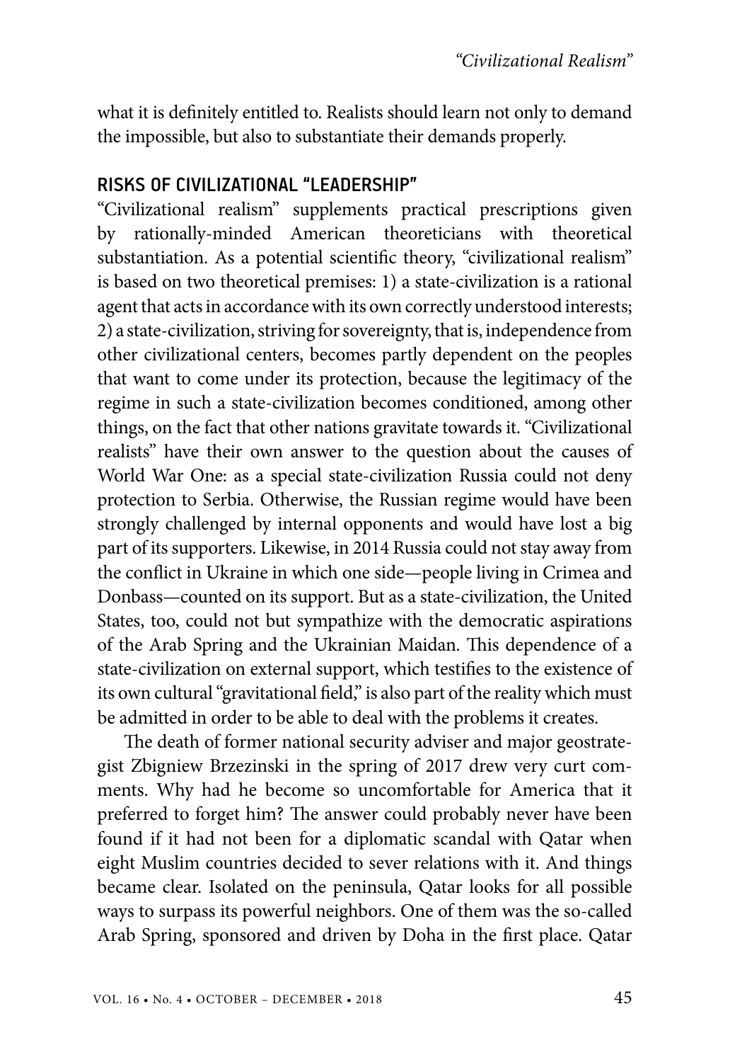what it is definitely entitled to. Realists should learn not only to demand the impossible, but also to substantiate their demands properly.

## RISKS OF CIVILIZATIONAL "LEADERSHIP"

"Civilizational realism" supplements practical prescriptions given by rationally-minded American theoreticians with theoretical substantiation. As a potential scientific theory, "civilizational realism" is based on two theoretical premises: 1) a state-civilization is a rational agent that acts in accordance with its own correctly understood interests; 2) a state-civilization, striving for sovereignty, that is, independence from other civilizational centers, becomes partly dependent on the peoples that want to come under its protection, because the legitimacy of the regime in such a state-civilization becomes conditioned, among other things, on the fact that other nations gravitate towards it. "Civilizational realists" have their own answer to the question about the causes of World War One: as a special state-civilization Russia could not deny protection to Serbia. Otherwise, the Russian regime would have been strongly challenged by internal opponents and would have lost a big part of its supporters. Likewise, in 2014 Russia could not stay away from the conflict in Ukraine in which one side—people living in Crimea and Donbass—counted on its support. But as a state-civilization, the United States, too, could not but sympathize with the democratic aspirations of the Arab Spring and the Ukrainian Maidan. This dependence of a state-civilization on external support, which testifies to the existence of its own cultural "gravitational field," is also part of the reality which must be admitted in order to be able to deal with the problems it creates.

The death of former national security adviser and major geostrategist Zbigniew Brzezinski in the spring of 2017 drew very curt comments. Why had he become so uncomfortable for America that it preferred to forget him? The answer could probably never have been found if it had not been for a diplomatic scandal with Qatar when eight Muslim countries decided to sever relations with it. And things became clear. Isolated on the peninsula, Qatar looks for all possible ways to surpass its powerful neighbors. One of them was the so-called Arab Spring, sponsored and driven by Doha in the first place. Qatar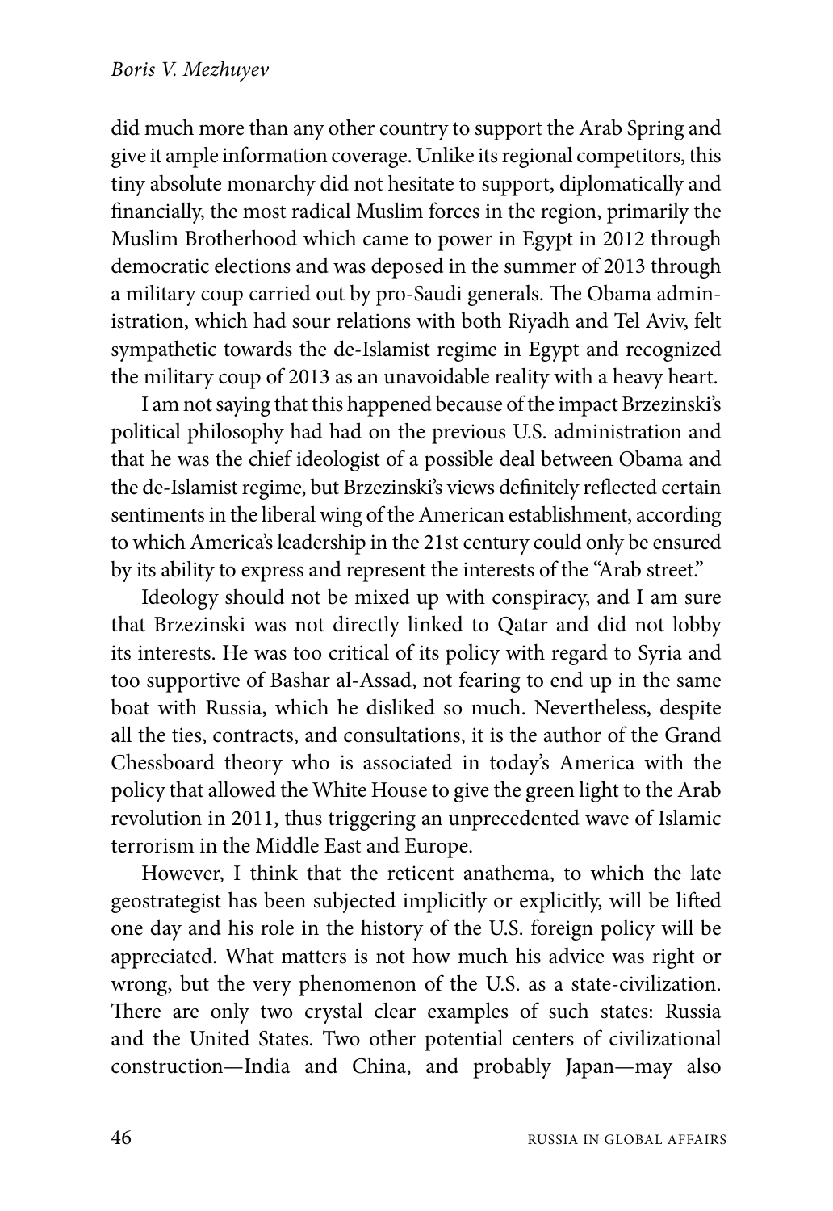did much more than any other country to support the Arab Spring and give it ample information coverage. Unlike its regional competitors, this tiny absolute monarchy did not hesitate to support, diplomatically and financially, the most radical Muslim forces in the region, primarily the Muslim Brotherhood which came to power in Egypt in 2012 through democratic elections and was deposed in the summer of 2013 through a military coup carried out by pro-Saudi generals. The Obama administration, which had sour relations with both Riyadh and Tel Aviv, felt sympathetic towards the de-Islamist regime in Egypt and recognized the military coup of 2013 as an unavoidable reality with a heavy heart.

I am not saying that this happened because of the impact Brzezinski's political philosophy had had on the previous U.S. administration and that he was the chief ideologist of a possible deal between Obama and the de-Islamist regime, but Brzezinski's views definitely reflected certain sentiments in the liberal wing of the American establishment, according to which America's leadership in the 21st century could only be ensured by its ability to express and represent the interests of the "Arab street."

Ideology should not be mixed up with conspiracy, and I am sure that Brzezinski was not directly linked to Qatar and did not lobby its interests. He was too critical of its policy with regard to Syria and too supportive of Bashar al-Assad, not fearing to end up in the same boat with Russia, which he disliked so much. Nevertheless, despite all the ties, contracts, and consultations, it is the author of the Grand Chessboard theory who is associated in today's America with the policy that allowed the White House to give the green light to the Arab revolution in 2011, thus triggering an unprecedented wave of Islamic terrorism in the Middle East and Europe.

However, I think that the reticent anathema, to which the late geostrategist has been subjected implicitly or explicitly, will be lifted one day and his role in the history of the U.S. foreign policy will be appreciated. What matters is not how much his advice was right or wrong, but the very phenomenon of the U.S. as a state-civilization. There are only two crystal clear examples of such states: Russia and the United States. Two other potential centers of civilizational construction—India and China, and probably Japan—may also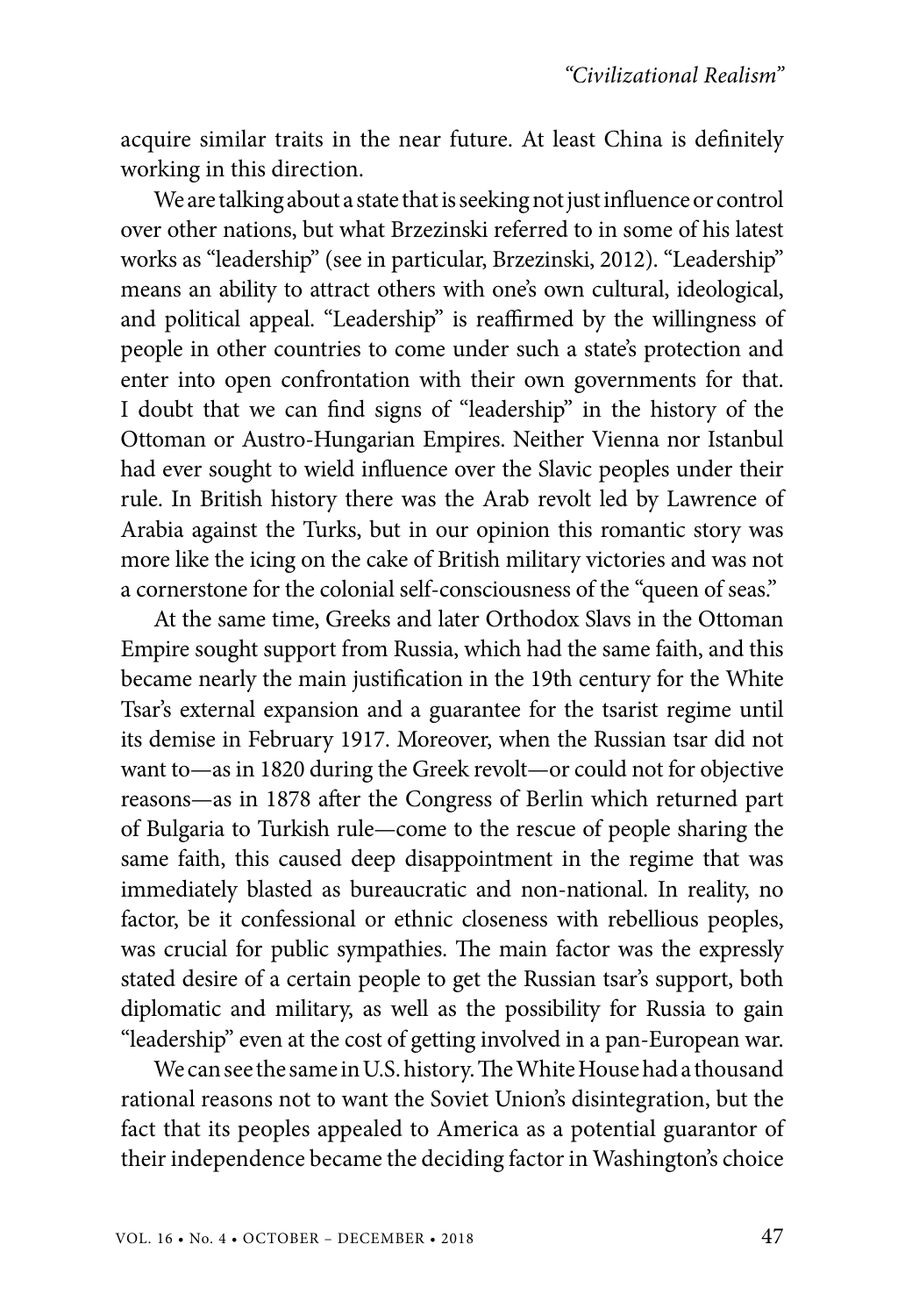acquire similar traits in the near future. At least China is definitely working in this direction.

We are talking about a state that is seeking not just influence or control over other nations, but what Brzezinski referred to in some of his latest works as "leadership" (see in particular, Brzezinski, 2012). "Leadership" means an ability to attract others with one's own cultural, ideological, and political appeal. "Leadership" is reaffirmed by the willingness of people in other countries to come under such a state's protection and enter into open confrontation with their own governments for that. I doubt that we can find signs of "leadership" in the history of the Ottoman or Austro-Hungarian Empires. Neither Vienna nor Istanbul had ever sought to wield influence over the Slavic peoples under their rule. In British history there was the Arab revolt led by Lawrence of Arabia against the Turks, but in our opinion this romantic story was more like the icing on the cake of British military victories and was not a cornerstone for the colonial self-consciousness of the "queen of seas."

At the same time, Greeks and later Orthodox Slavs in the Ottoman Empire sought support from Russia, which had the same faith, and this became nearly the main justification in the 19th century for the White Tsar's external expansion and a guarantee for the tsarist regime until its demise in February 1917. Moreover, when the Russian tsar did not want to—as in 1820 during the Greek revolt—or could not for objective reasons—as in 1878 after the Congress of Berlin which returned part of Bulgaria to Turkish rule—come to the rescue of people sharing the same faith, this caused deep disappointment in the regime that was immediately blasted as bureaucratic and non-national. In reality, no factor, be it confessional or ethnic closeness with rebellious peoples, was crucial for public sympathies. The main factor was the expressly stated desire of a certain people to get the Russian tsar's support, both diplomatic and military, as well as the possibility for Russia to gain "leadership" even at the cost of getting involved in a pan-European war.

We can see the same in U.S. history. The White House had a thousand rational reasons not to want the Soviet Union's disintegration, but the fact that its peoples appealed to America as a potential guarantor of their independence became the deciding factor in Washington's choice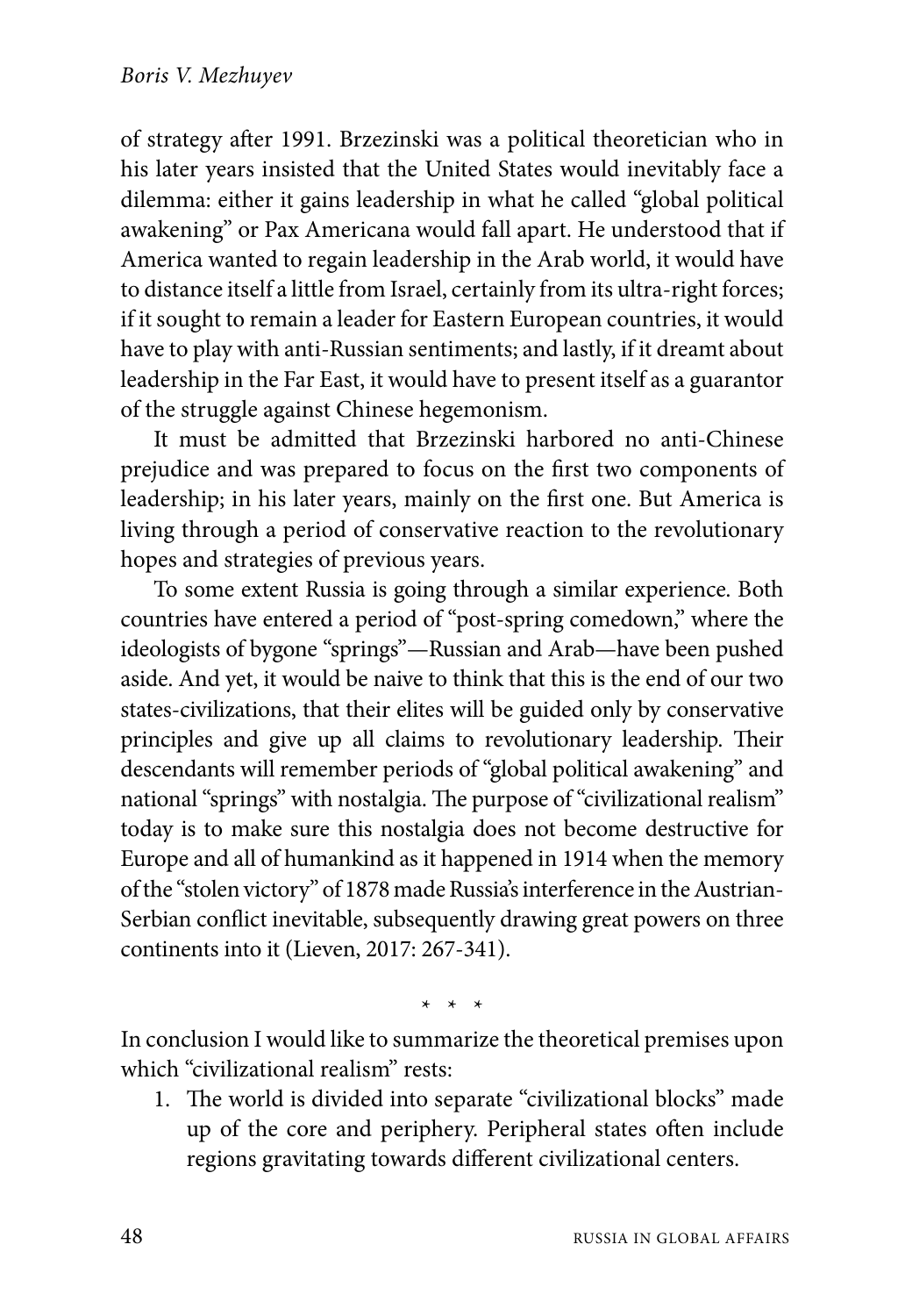of strategy after 1991. Brzezinski was a political theoretician who in his later years insisted that the United States would inevitably face a dilemma: either it gains leadership in what he called "global political awakening" or Pax Americana would fall apart. He understood that if America wanted to regain leadership in the Arab world, it would have to distance itself a little from Israel, certainly from its ultra-right forces; if it sought to remain a leader for Eastern European countries, it would have to play with anti-Russian sentiments; and lastly, if it dreamt about leadership in the Far East, it would have to present itself as a guarantor of the struggle against Chinese hegemonism.

It must be admitted that Brzezinski harbored no anti-Chinese prejudice and was prepared to focus on the first two components of leadership; in his later years, mainly on the first one. But America is living through a period of conservative reaction to the revolutionary hopes and strategies of previous years.

To some extent Russia is going through a similar experience. Both countries have entered a period of "post-spring comedown," where the ideologists of bygone "springs"—Russian and Arab—have been pushed aside. And yet, it would be naive to think that this is the end of our two states-civilizations, that their elites will be guided only by conservative principles and give up all claims to revolutionary leadership. Their descendants will remember periods of "global political awakening" and national "springs" with nostalgia. The purpose of "civilizational realism" today is to make sure this nostalgia does not become destructive for Europe and all of humankind as it happened in 1914 when the memory of the "stolen victory" of 1878 made Russia's interference in the Austrian-Serbian conflict inevitable, subsequently drawing great powers on three continents into it (Lieven, 2017: 267-341).

\* \* \*

In conclusion I would like to summarize the theoretical premises upon which "civilizational realism" rests:

1. The world is divided into separate "civilizational blocks" made up of the core and periphery. Peripheral states often include regions gravitating towards different civilizational centers.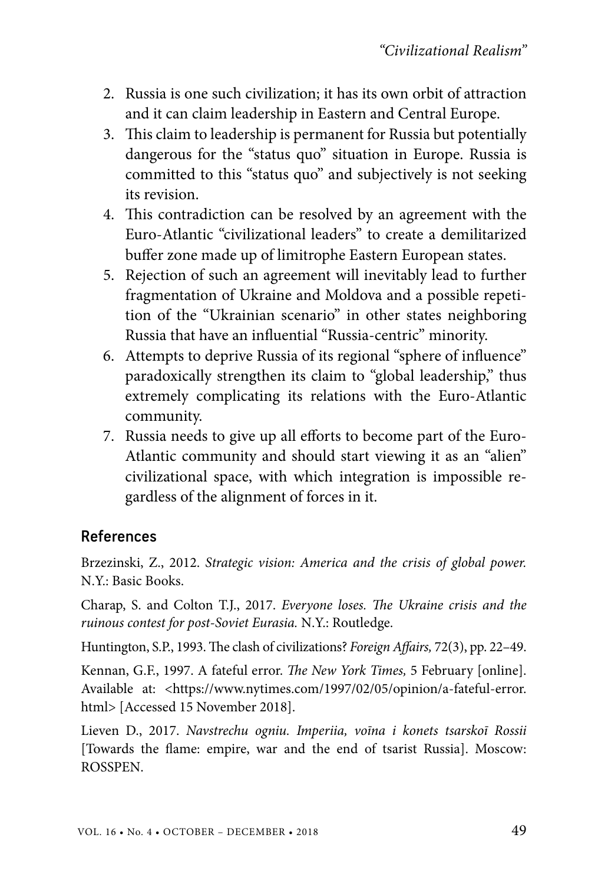2. Russia is one such civilization; it has its own orbit of attraction and it can claim leadership in Eastern and Central Europe.
3. This claim to leadership is permanent for Russia but potentially dangerous for the "status quo" situation in Europe. Russia is committed to this "status quo" and subjectively is not seeking its revision.
4. This contradiction can be resolved by an agreement with the Euro-Atlantic "civilizational leaders" to create a demilitarized buffer zone made up of limitrophe Eastern European states.
5. Rejection of such an agreement will inevitably lead to further fragmentation of Ukraine and Moldova and a possible repetition of the "Ukrainian scenario" in other states neighboring Russia that have an influential "Russia-centric" minority.
6. Attempts to deprive Russia of its regional "sphere of influence" paradoxically strengthen its claim to "global leadership," thus extremely complicating its relations with the Euro-Atlantic community.
7. Russia needs to give up all efforts to become part of the Euro-Atlantic community and should start viewing it as an "alien" civilizational space, with which integration is impossible regardless of the alignment of forces in it.

## References

Brzezinski, Z., 2012. *Strategic vision: America and the crisis of global power.* N.Y.: Basic Books.

Charap, S. and Colton T.J., 2017. *Everyone loses. The Ukraine crisis and the ruinous contest for post-Soviet Eurasia.* N.Y.: Routledge.

Huntington, S.P., 1993. The clash of civilizations? *Foreign Affairs,* 72(3), pp. 22–49.

Kennan, G.F., 1997. A fateful error. *The New York Times,* 5 February [online]. Available at: <https://www.nytimes.com/1997/02/05/opinion/a-fateful-error.html> [Accessed 15 November 2018].

Lieven D., 2017. *Navstrechu ogniu. Imperiia, voīna i konets tsarskoī Rossii* [Towards the flame: empire, war and the end of tsarist Russia]. Moscow: ROSSPEN.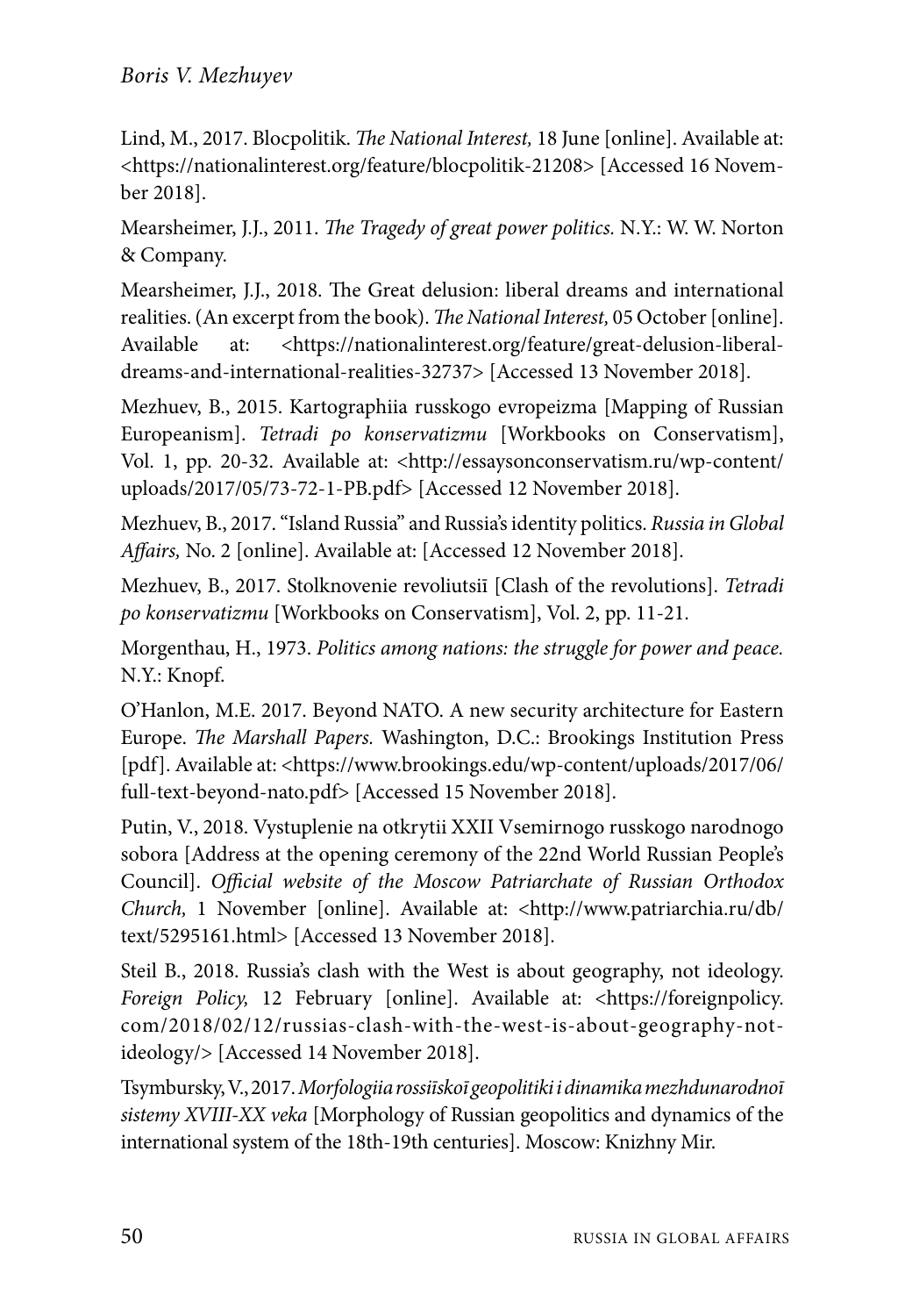Lind, M., 2017. Blocpolitik. *The National Interest,* 18 June [online]. Available at: <https://nationalinterest.org/feature/blocpolitik-21208> [Accessed 16 November 2018].

Mearsheimer, J.J., 2011. *The Tragedy of great power politics.* N.Y.: W. W. Norton & Company.

Mearsheimer, J.J., 2018. The Great delusion: liberal dreams and international realities. (An excerpt from the book). *The National Interest,* 05 October [online]. Available at: <https://nationalinterest.org/feature/great-delusion-liberal-dreams-and-international-realities-32737> [Accessed 13 November 2018].

Mezhuev, B., 2015. Kartographiia russkogo evropeizma [Mapping of Russian Europeanism]. *Tetradi po konservatizmu* [Workbooks on Conservatism], Vol. 1, pp. 20-32. Available at: <http://essaysonconservatism.ru/wp-content/uploads/2017/05/73-72-1-PB.pdf> [Accessed 12 November 2018].

Mezhuev, B., 2017. "Island Russia" and Russia's identity politics. *Russia in Global Affairs,* No. 2 [online]. Available at: [Accessed 12 November 2018].

Mezhuev, B., 2017. Stolknovenie revoliutsiī [Clash of the revolutions]. *Tetradi po konservatizmu* [Workbooks on Conservatism], Vol. 2, pp. 11-21.

Morgenthau, H., 1973. *Politics among nations: the struggle for power and peace.* N.Y.: Knopf.

O'Hanlon, M.E. 2017. Beyond NATO. A new security architecture for Eastern Europe. *The Marshall Papers.* Washington, D.C.: Brookings Institution Press [pdf]. Available at: <https://www.brookings.edu/wp-content/uploads/2017/06/full-text-beyond-nato.pdf> [Accessed 15 November 2018].

Putin, V., 2018. Vystuplenie na otkrytii XXII Vsemirnogo russkogo narodnogo sobora [Address at the opening ceremony of the 22nd World Russian People's Council]. *Official website of the Moscow Patriarchate of Russian Orthodox Church,* 1 November [online]. Available at: <http://www.patriarchia.ru/db/text/5295161.html> [Accessed 13 November 2018].

Steil B., 2018. Russia's clash with the West is about geography, not ideology. *Foreign Policy,* 12 February [online]. Available at: <https://foreignpolicy.com/2018/02/12/russias-clash-with-the-west-is-about-geography-not-ideology/> [Accessed 14 November 2018].

Tsymbursky, V., 2017. *Morfologiia rossiīskoī geopolitiki i dinamika mezhdunarodnoī sistemy XVIII-XX veka* [Morphology of Russian geopolitics and dynamics of the international system of the 18th-19th centuries]. Moscow: Knizhny Mir.